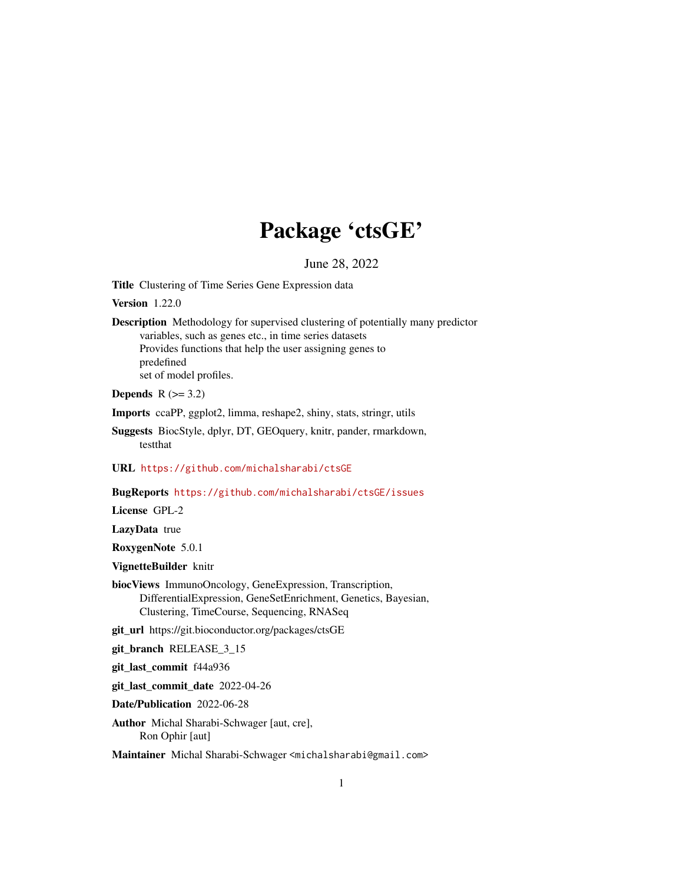# Package 'ctsGE'

June 28, 2022

**Title** Clustering of Time Series Gene Expression data

**Version** 1.22.0

**Description** Methodology for supervised clustering of potentially many predictor variables, such as genes etc., in time series datasets Provides functions that help the user assigning genes to predefined set of model profiles.

**Depends** R (>= 3.2)

**Imports** ccaPP, ggplot2, limma, reshape2, shiny, stats, stringr, utils

**Suggests** BiocStyle, dplyr, DT, GEOquery, knitr, pander, rmarkdown, testthat

**URL** https://github.com/michalsharabi/ctsGE

**BugReports** https://github.com/michalsharabi/ctsGE/issues

**License** GPL-2

**LazyData** true

**RoxygenNote** 5.0.1

**VignetteBuilder** knitr

**biocViews** ImmunoOncology, GeneExpression, Transcription, DifferentialExpression, GeneSetEnrichment, Genetics, Bayesian, Clustering, TimeCourse, Sequencing, RNASeq

**git_url** https://git.bioconductor.org/packages/ctsGE

**git_branch** RELEASE_3_15

**git_last_commit** f44a936

**git_last_commit_date** 2022-04-26

**Date/Publication** 2022-06-28

**Author** Michal Sharabi-Schwager [aut, cre], Ron Ophir [aut]

**Maintainer** Michal Sharabi-Schwager <michalsharabi@gmail.com>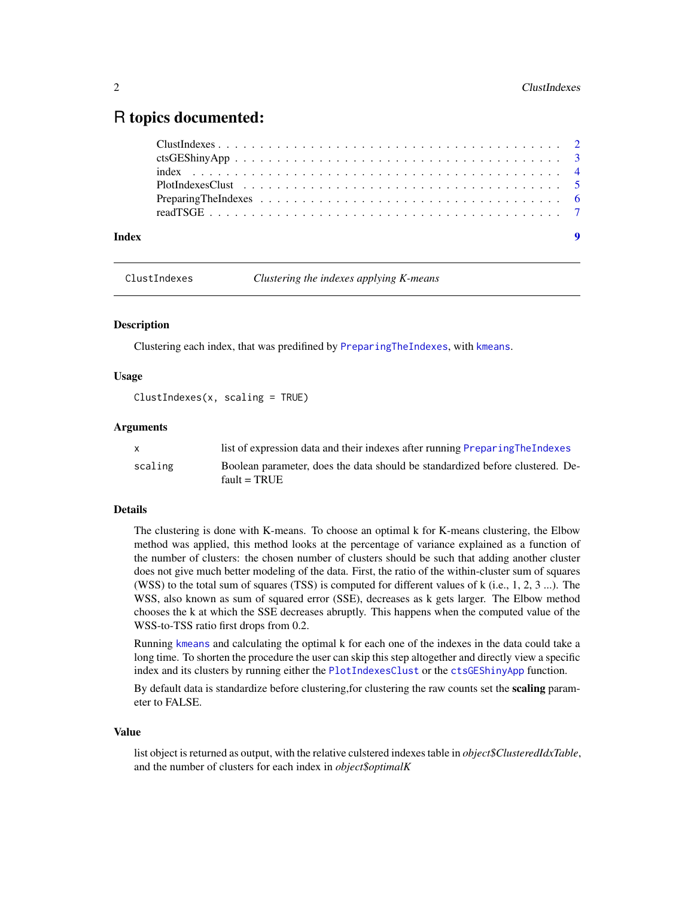# R topics documented:

| | |
|---|---|
| ClustIndexes | 2 |
| ctsGEShinyApp | 3 |
| index | 4 |
| PlotIndexesClust | 5 |
| PreparingTheIndexes | 6 |
| readTSGE | 7 |
| **Index** | **9** |

---

## ClustIndexes — *Clustering the indexes applying K-means*

### Description

Clustering each index, that was predifined by `PreparingTheIndexes`, with `kmeans`.

### Usage

```
ClustIndexes(x, scaling = TRUE)
```

### Arguments

| | |
|---|---|
| `x` | list of expression data and their indexes after running `PreparingTheIndexes` |
| `scaling` | Boolean parameter, does the data should be standardized before clustered. Default = TRUE |

### Details

The clustering is done with K-means. To choose an optimal k for K-means clustering, the Elbow method was applied, this method looks at the percentage of variance explained as a function of the number of clusters: the chosen number of clusters should be such that adding another cluster does not give much better modeling of the data. First, the ratio of the within-cluster sum of squares (WSS) to the total sum of squares (TSS) is computed for different values of k (i.e., 1, 2, 3 ...). The WSS, also known as sum of squared error (SSE), decreases as k gets larger. The Elbow method chooses the k at which the SSE decreases abruptly. This happens when the computed value of the WSS-to-TSS ratio first drops from 0.2.

Running `kmeans` and calculating the optimal k for each one of the indexes in the data could take a long time. To shorten the procedure the user can skip this step altogether and directly view a specific index and its clusters by running either the `PlotIndexesClust` or the `ctsGEShinyApp` function.

By default data is standardize before clustering,for clustering the raw counts set the **scaling** parameter to FALSE.

### Value

list object is returned as output, with the relative culstered indexes table in *object$ClusteredIdxTable*, and the number of clusters for each index in *object$optimalK*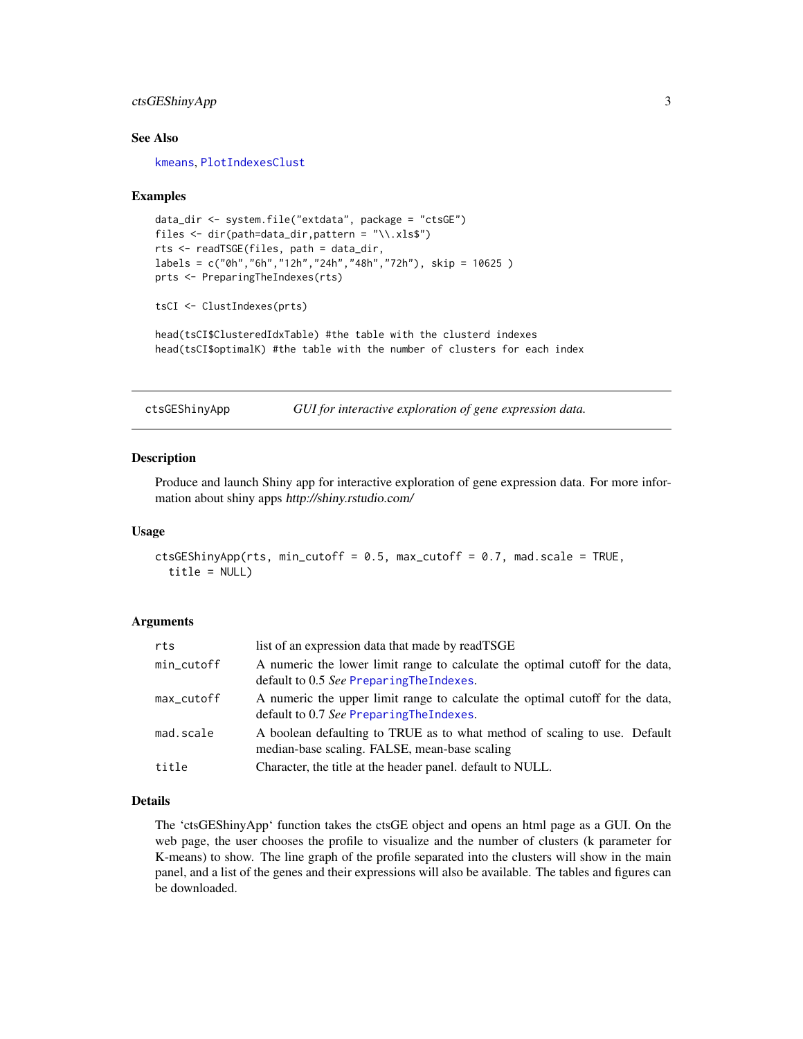## See Also

kmeans, PlotIndexesClust

## Examples

```
data_dir <- system.file("extdata", package = "ctsGE")
files <- dir(path=data_dir,pattern = "\\.xls$")
rts <- readTSGE(files, path = data_dir,
labels = c("0h","6h","12h","24h","48h","72h"), skip = 10625 )
prts <- PreparingTheIndexes(rts)

tsCI <- ClustIndexes(prts)

head(tsCI$ClusteredIdxTable) #the table with the clusterd indexes
head(tsCI$optimalK) #the table with the number of clusters for each index
```

---

# ctsGEShinyApp — *GUI for interactive exploration of gene expression data.*

## Description

Produce and launch Shiny app for interactive exploration of gene expression data. For more information about shiny apps http://shiny.rstudio.com/

## Usage

```
ctsGEShinyApp(rts, min_cutoff = 0.5, max_cutoff = 0.7, mad.scale = TRUE,
  title = NULL)
```

## Arguments

| | |
|---|---|
| rts | list of an expression data that made by readTSGE |
| min_cutoff | A numeric the lower limit range to calculate the optimal cutoff for the data, default to 0.5 *See* PreparingTheIndexes. |
| max_cutoff | A numeric the upper limit range to calculate the optimal cutoff for the data, default to 0.7 *See* PreparingTheIndexes. |
| mad.scale | A boolean defaulting to TRUE as to what method of scaling to use. Default median-base scaling. FALSE, mean-base scaling |
| title | Character, the title at the header panel. default to NULL. |

## Details

The 'ctsGEShinyApp' function takes the ctsGE object and opens an html page as a GUI. On the web page, the user chooses the profile to visualize and the number of clusters (k parameter for K-means) to show. The line graph of the profile separated into the clusters will show in the main panel, and a list of the genes and their expressions will also be available. The tables and figures can be downloaded.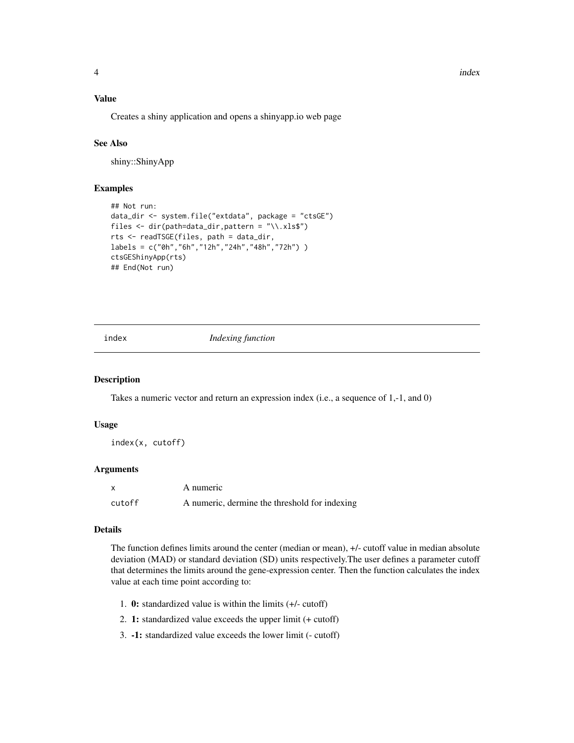### Value

Creates a shiny application and opens a shinyapp.io web page

### See Also

shiny::ShinyApp

### Examples

```
## Not run:
data_dir <- system.file("extdata", package = "ctsGE")
files <- dir(path=data_dir,pattern = "\\.xls$")
rts <- readTSGE(files, path = data_dir,
labels = c("0h","6h","12h","24h","48h","72h") )
ctsGEShinyApp(rts)
## End(Not run)
```

---

## index *Indexing function*

### Description

Takes a numeric vector and return an expression index (i.e., a sequence of 1,-1, and 0)

### Usage

```
index(x, cutoff)
```

### Arguments

| | |
|---|---|
| x | A numeric |
| cutoff | A numeric, dermine the threshold for indexing |

### Details

The function defines limits around the center (median or mean), +/- cutoff value in median absolute deviation (MAD) or standard deviation (SD) units respectively.The user defines a parameter cutoff that determines the limits around the gene-expression center. Then the function calculates the index value at each time point according to:

1. **0:** standardized value is within the limits (+/- cutoff)
2. **1:** standardized value exceeds the upper limit (+ cutoff)
3. **-1:** standardized value exceeds the lower limit (- cutoff)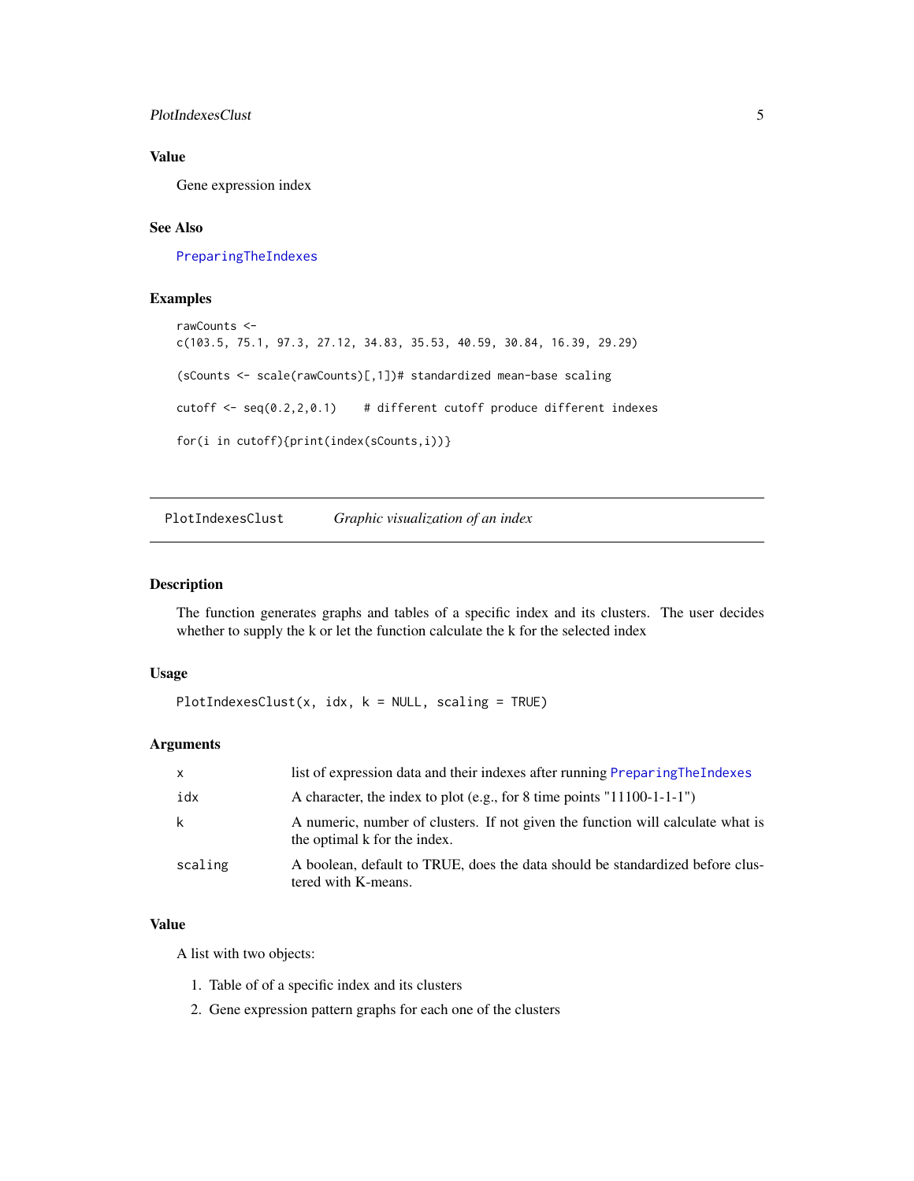## Value

Gene expression index

## See Also

PreparingTheIndexes

## Examples

```
rawCounts <-
c(103.5, 75.1, 97.3, 27.12, 34.83, 35.53, 40.59, 30.84, 16.39, 29.29)

(sCounts <- scale(rawCounts)[,1])# standardized mean-base scaling

cutoff <- seq(0.2,2,0.1)    # different cutoff produce different indexes

for(i in cutoff){print(index(sCounts,i))}
```

---

# PlotIndexesClust — *Graphic visualization of an index*

## Description

The function generates graphs and tables of a specific index and its clusters. The user decides whether to supply the k or let the function calculate the k for the selected index

## Usage

```
PlotIndexesClust(x, idx, k = NULL, scaling = TRUE)
```

## Arguments

| | |
|---|---|
| `x` | list of expression data and their indexes after running PreparingTheIndexes |
| `idx` | A character, the index to plot (e.g., for 8 time points "11100-1-1-1") |
| `k` | A numeric, number of clusters. If not given the function will calculate what is the optimal k for the index. |
| `scaling` | A boolean, default to TRUE, does the data should be standardized before clustered with K-means. |

## Value

A list with two objects:

1. Table of of a specific index and its clusters
2. Gene expression pattern graphs for each one of the clusters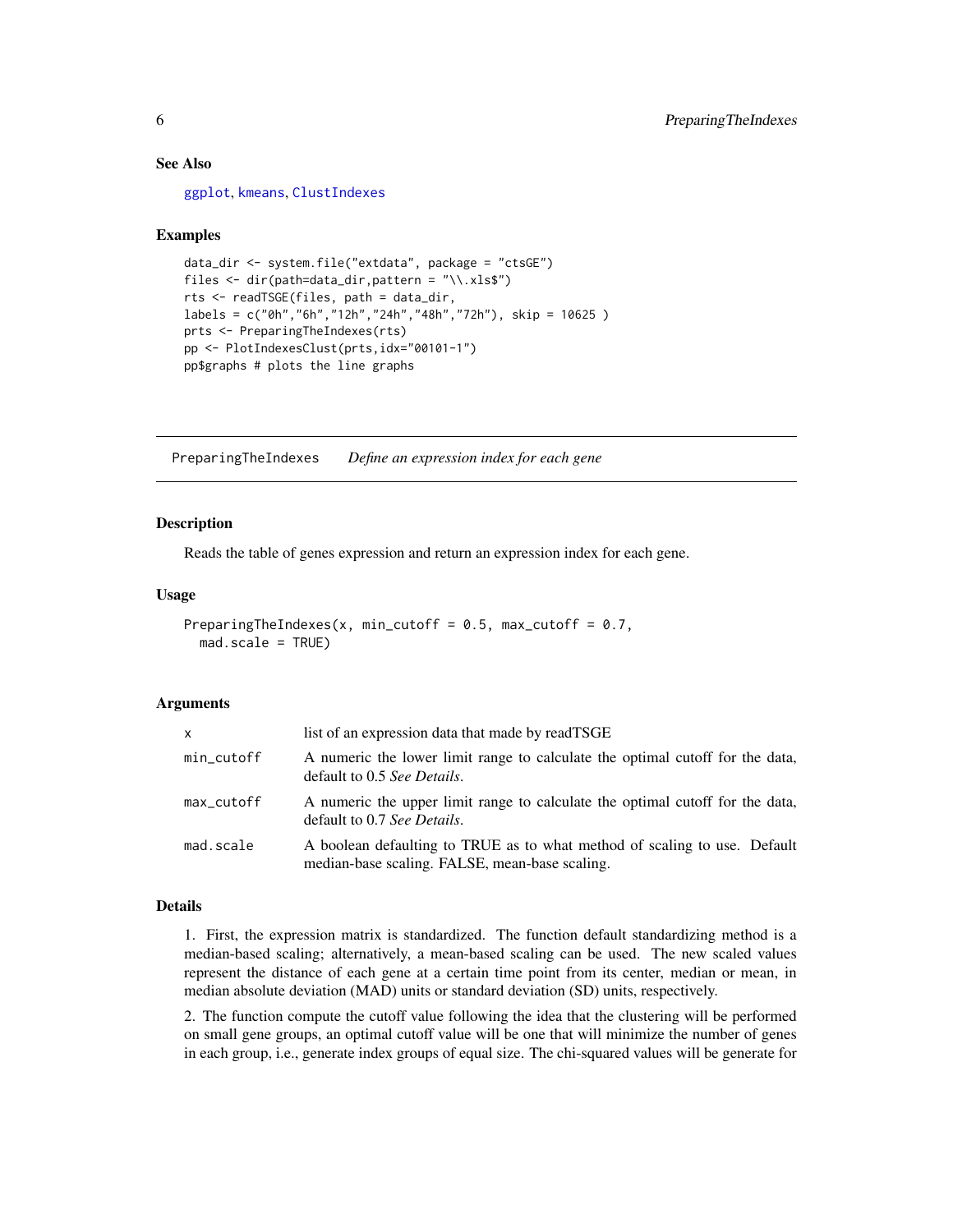### See Also

ggplot, kmeans, ClustIndexes

### Examples

```
data_dir <- system.file("extdata", package = "ctsGE")
files <- dir(path=data_dir,pattern = "\\.xls$")
rts <- readTSGE(files, path = data_dir,
labels = c("0h","6h","12h","24h","48h","72h"), skip = 10625 )
prts <- PreparingTheIndexes(rts)
pp <- PlotIndexesClust(prts,idx="00101-1")
pp$graphs # plots the line graphs
```

---

## PreparingTheIndexes    *Define an expression index for each gene*

---

### Description

Reads the table of genes expression and return an expression index for each gene.

### Usage

```
PreparingTheIndexes(x, min_cutoff = 0.5, max_cutoff = 0.7,
  mad.scale = TRUE)
```

### Arguments

| | |
|---|---|
| x | list of an expression data that made by readTSGE |
| min_cutoff | A numeric the lower limit range to calculate the optimal cutoff for the data, default to 0.5 *See Details*. |
| max_cutoff | A numeric the upper limit range to calculate the optimal cutoff for the data, default to 0.7 *See Details*. |
| mad.scale | A boolean defaulting to TRUE as to what method of scaling to use. Default median-base scaling. FALSE, mean-base scaling. |

### Details

1. First, the expression matrix is standardized. The function default standardizing method is a median-based scaling; alternatively, a mean-based scaling can be used. The new scaled values represent the distance of each gene at a certain time point from its center, median or mean, in median absolute deviation (MAD) units or standard deviation (SD) units, respectively.

2. The function compute the cutoff value following the idea that the clustering will be performed on small gene groups, an optimal cutoff value will be one that will minimize the number of genes in each group, i.e., generate index groups of equal size. The chi-squared values will be generate for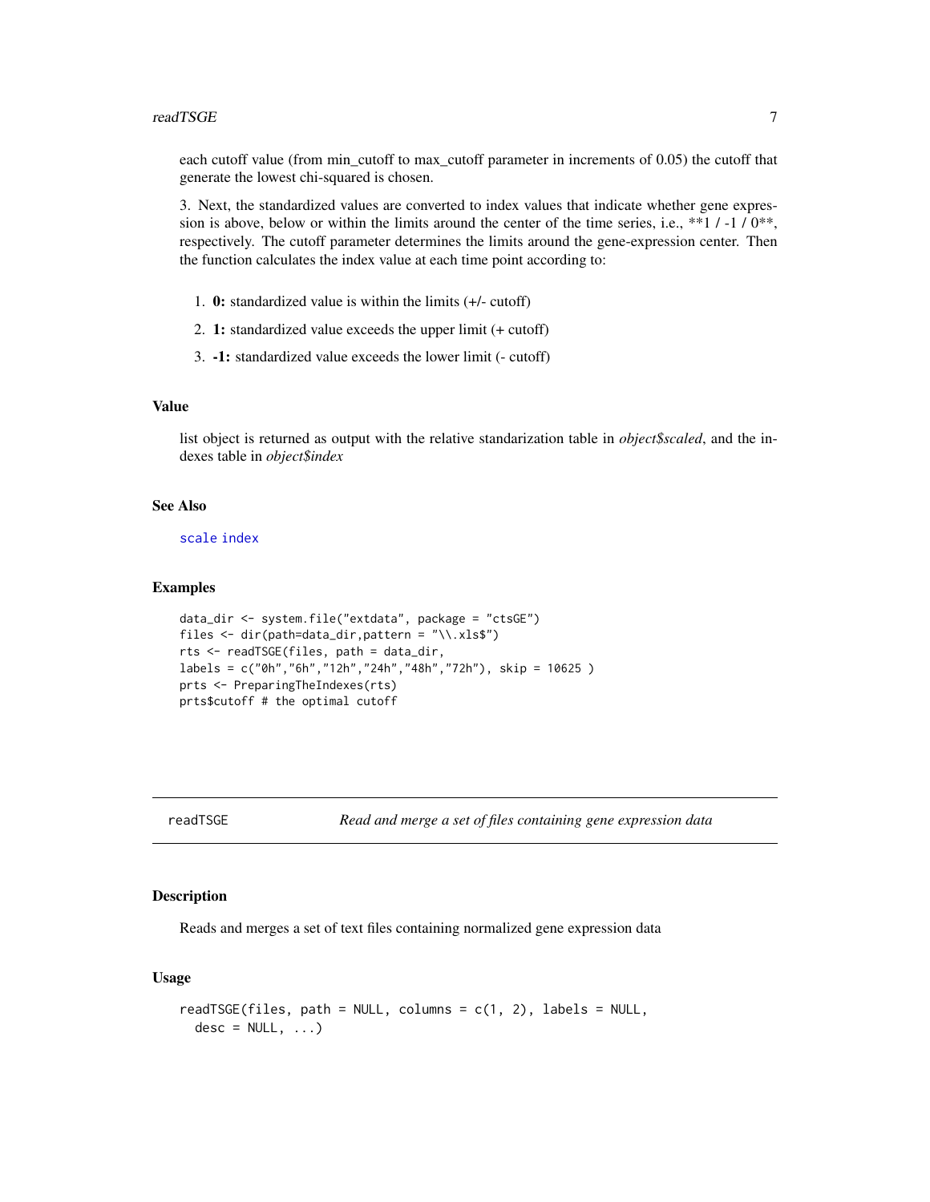each cutoff value (from min_cutoff to max_cutoff parameter in increments of 0.05) the cutoff that generate the lowest chi-squared is chosen.

3. Next, the standardized values are converted to index values that indicate whether gene expression is above, below or within the limits around the center of the time series, i.e., **1 / -1 / 0**, respectively. The cutoff parameter determines the limits around the gene-expression center. Then the function calculates the index value at each time point according to:

1. **0:** standardized value is within the limits (+/- cutoff)
2. **1:** standardized value exceeds the upper limit (+ cutoff)
3. **-1:** standardized value exceeds the lower limit (- cutoff)

### Value

list object is returned as output with the relative standarization table in *object$scaled*, and the indexes table in *object$index*

### See Also

scale index

### Examples

```
data_dir <- system.file("extdata", package = "ctsGE")
files <- dir(path=data_dir,pattern = "\\.xls$")
rts <- readTSGE(files, path = data_dir,
labels = c("0h","6h","12h","24h","48h","72h"), skip = 10625 )
prts <- PreparingTheIndexes(rts)
prts$cutoff # the optimal cutoff
```

---

## readTSGE &nbsp;&nbsp;&nbsp; *Read and merge a set of files containing gene expression data*

### Description

Reads and merges a set of text files containing normalized gene expression data

### Usage

```
readTSGE(files, path = NULL, columns = c(1, 2), labels = NULL,
  desc = NULL, ...)
```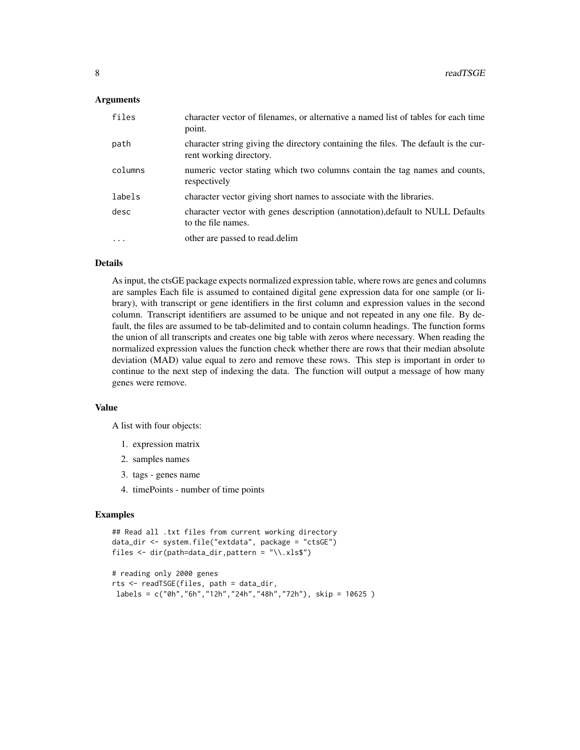### Arguments

| | |
|---|---|
| files | character vector of filenames, or alternative a named list of tables for each time point. |
| path | character string giving the directory containing the files. The default is the current working directory. |
| columns | numeric vector stating which two columns contain the tag names and counts, respectively |
| labels | character vector giving short names to associate with the libraries. |
| desc | character vector with genes description (annotation),default to NULL Defaults to the file names. |
| ... | other are passed to read.delim |

### Details

As input, the ctsGE package expects normalized expression table, where rows are genes and columns are samples Each file is assumed to contained digital gene expression data for one sample (or library), with transcript or gene identifiers in the first column and expression values in the second column. Transcript identifiers are assumed to be unique and not repeated in any one file. By default, the files are assumed to be tab-delimited and to contain column headings. The function forms the union of all transcripts and creates one big table with zeros where necessary. When reading the normalized expression values the function check whether there are rows that their median absolute deviation (MAD) value equal to zero and remove these rows. This step is important in order to continue to the next step of indexing the data. The function will output a message of how many genes were remove.

### Value

A list with four objects:

1. expression matrix
2. samples names
3. tags - genes name
4. timePoints - number of time points

### Examples

```
## Read all .txt files from current working directory
data_dir <- system.file("extdata", package = "ctsGE")
files <- dir(path=data_dir,pattern = "\\.xls$")

# reading only 2000 genes
rts <- readTSGE(files, path = data_dir,
 labels = c("0h","6h","12h","24h","48h","72h"), skip = 10625 )
```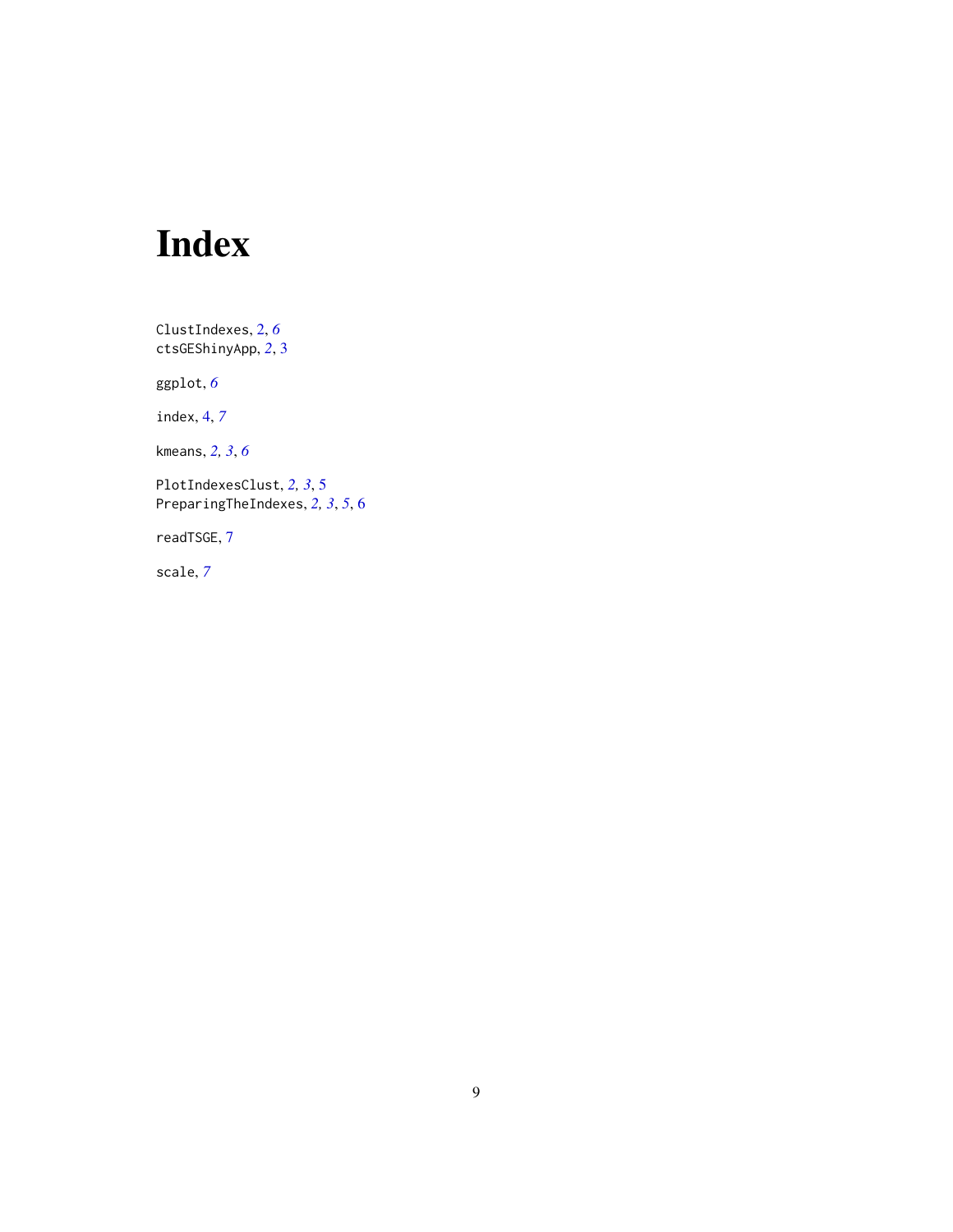# Index

ClustIndexes, 2, *6*
ctsGEShinyApp, *2*, 3

ggplot, *6*

index, 4, *7*

kmeans, *2, 3*, *6*

PlotIndexesClust, *2, 3*, 5
PreparingTheIndexes, *2, 3*, *5*, 6

readTSGE, 7

scale, *7*